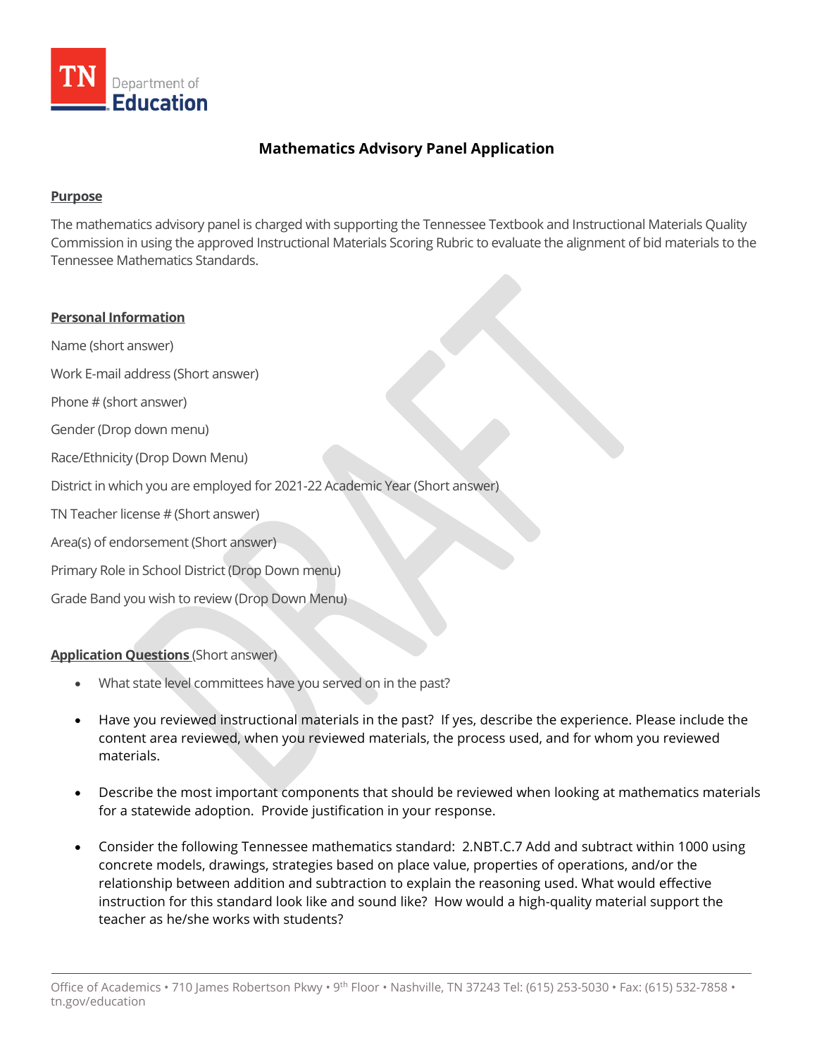TN Department of Education

# Mathematics Advisory Panel Application

## Purpose

The mathematics advisory panel is charged with supporting the Tennessee Textbook and Instructional Materials Quality Commission in using the approved Instructional Materials Scoring Rubric to evaluate the alignment of bid materials to the Tennessee Mathematics Standards.

## Personal Information

Name (short answer)

Work E-mail address (Short answer)

Phone # (short answer)

Gender (Drop down menu)

Race/Ethnicity (Drop Down Menu)

District in which you are employed for 2021-22 Academic Year (Short answer)

TN Teacher license # (Short answer)

Area(s) of endorsement (Short answer)

Primary Role in School District (Drop Down menu)

Grade Band you wish to review (Drop Down Menu)

## Application Questions (Short answer)

- What state level committees have you served on in the past?
- Have you reviewed instructional materials in the past? If yes, describe the experience. Please include the content area reviewed, when you reviewed materials, the process used, and for whom you reviewed materials.
- Describe the most important components that should be reviewed when looking at mathematics materials for a statewide adoption. Provide justification in your response.
- Consider the following Tennessee mathematics standard: 2.NBT.C.7 Add and subtract within 1000 using concrete models, drawings, strategies based on place value, properties of operations, and/or the relationship between addition and subtraction to explain the reasoning used. What would effective instruction for this standard look like and sound like? How would a high-quality material support the teacher as he/she works with students?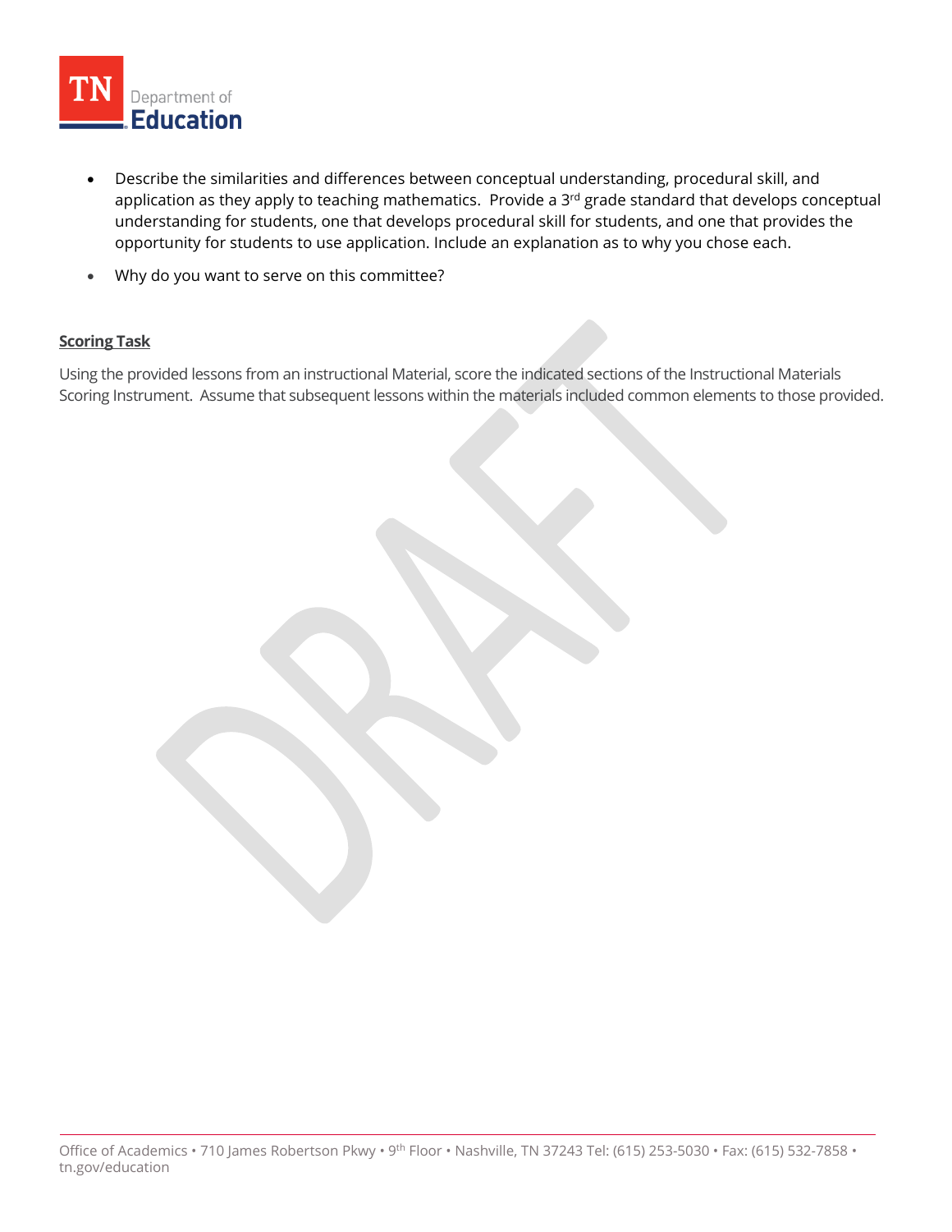- Describe the similarities and differences between conceptual understanding, procedural skill, and application as they apply to teaching mathematics. Provide a 3rd grade standard that develops conceptual understanding for students, one that develops procedural skill for students, and one that provides the opportunity for students to use application. Include an explanation as to why you chose each.
- Why do you want to serve on this committee?

**Scoring Task**

Using the provided lessons from an instructional Material, score the indicated sections of the Instructional Materials Scoring Instrument. Assume that subsequent lessons within the materials included common elements to those provided.